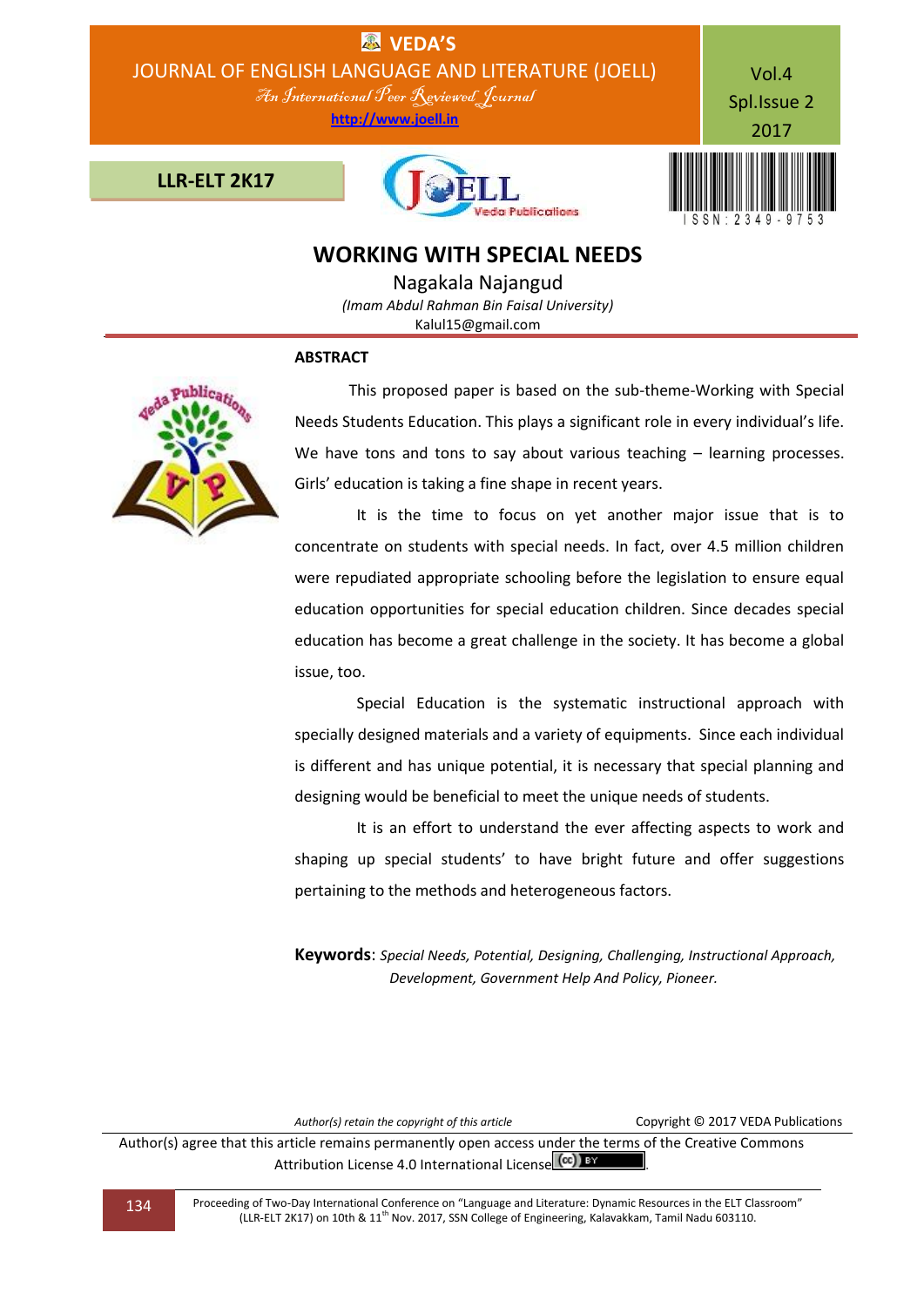# WORKING WITH SPECIAL NEEDS

Nagakala Najangud

*(Imam Abdul Rahman Bin Faisal University)*

Kalul15@gmail.com

## ABSTRACT

This proposed paper is based on the sub-theme-Working with Special Needs Students Education. This plays a significant role in every individual's life. We have tons and tons to say about various teaching – learning processes. Girls' education is taking a fine shape in recent years.

It is the time to focus on yet another major issue that is to concentrate on students with special needs. In fact, over 4.5 million children were repudiated appropriate schooling before the legislation to ensure equal education opportunities for special education children. Since decades special education has become a great challenge in the society. It has become a global issue, too.

Special Education is the systematic instructional approach with specially designed materials and a variety of equipments. Since each individual is different and has unique potential, it is necessary that special planning and designing would be beneficial to meet the unique needs of students.

It is an effort to understand the ever affecting aspects to work and shaping up special students' to have bright future and offer suggestions pertaining to the methods and heterogeneous factors.

**Keywords**: *Special Needs, Potential, Designing, Challenging, Instructional Approach, Development, Government Help And Policy, Pioneer.*

*Author(s) retain the copyright of this article*

Copyright © 2017 VEDA Publications

Author(s) agree that this article remains permanently open access under the terms of the Creative Commons Attribution License 4.0 International License.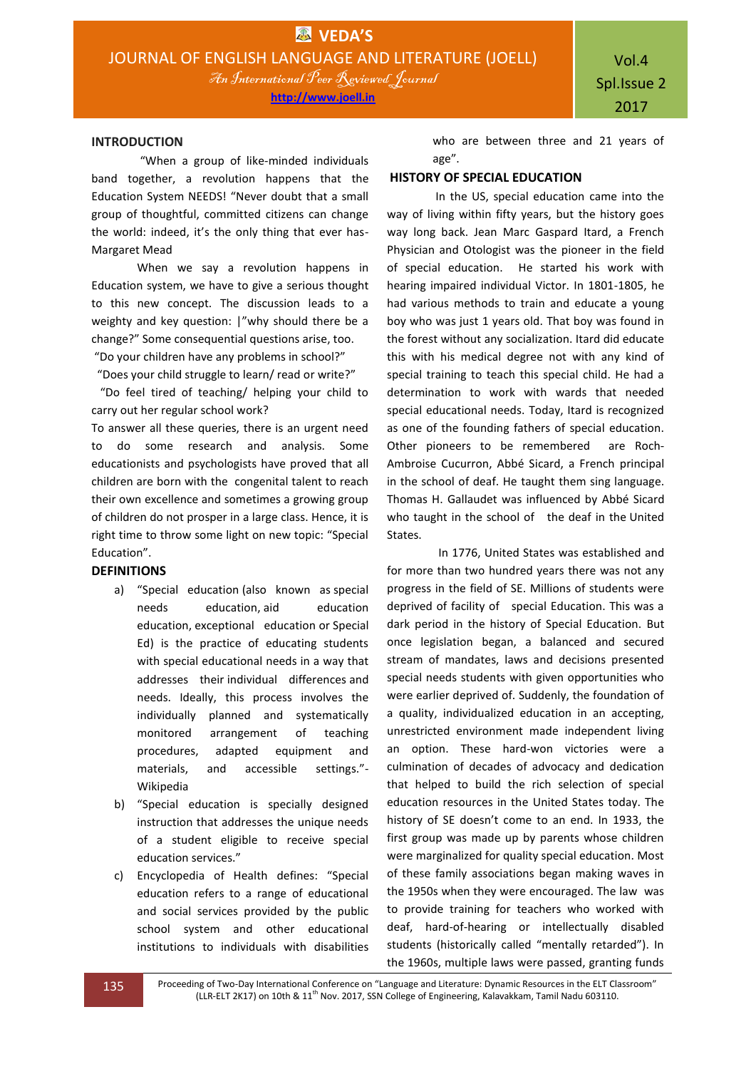## INTRODUCTION

"When a group of like-minded individuals band together, a revolution happens that the Education System NEEDS! "Never doubt that a small group of thoughtful, committed citizens can change the world: indeed, it's the only thing that ever has- Margaret Mead

When we say a revolution happens in Education system, we have to give a serious thought to this new concept. The discussion leads to a weighty and key question: |"why should there be a change?" Some consequential questions arise, too.

"Do your children have any problems in school?"

"Does your child struggle to learn/ read or write?"

"Do feel tired of teaching/ helping your child to carry out her regular school work?

To answer all these queries, there is an urgent need to do some research and analysis. Some educationists and psychologists have proved that all children are born with the congenital talent to reach their own excellence and sometimes a growing group of children do not prosper in a large class. Hence, it is right time to throw some light on new topic: "Special Education".

## DEFINITIONS

a) "Special education (also known as special needs education, aid education, exceptional education or Special Ed) is the practice of educating students with special educational needs in a way that addresses their individual differences and needs. Ideally, this process involves the individually planned and systematically monitored arrangement of teaching procedures, adapted equipment and materials, and accessible settings."- Wikipedia

b) "Special education is specially designed instruction that addresses the unique needs of a student eligible to receive special education services."

c) Encyclopedia of Health defines: "Special education refers to a range of educational and social services provided by the public school system and other educational institutions to individuals with disabilities who are between three and 21 years of age".

## HISTORY OF SPECIAL EDUCATION

In the US, special education came into the way of living within fifty years, but the history goes way long back. Jean Marc Gaspard Itard, a French Physician and Otologist was the pioneer in the field of special education. He started his work with hearing impaired individual Victor. In 1801-1805, he had various methods to train and educate a young boy who was just 1 years old. That boy was found in the forest without any socialization. Itard did educate this with his medical degree not with any kind of special training to teach this special child. He had a determination to work with wards that needed special educational needs. Today, Itard is recognized as one of the founding fathers of special education. Other pioneers to be remembered are Roch-Ambroise Cucurron, Abbé Sicard, a French principal in the school of deaf. He taught them sing language. Thomas H. Gallaudet was influenced by Abbé Sicard who taught in the school of the deaf in the United States.

In 1776, United States was established and for more than two hundred years there was not any progress in the field of SE. Millions of students were deprived of facility of special Education. This was a dark period in the history of Special Education. But once legislation began, a balanced and secured stream of mandates, laws and decisions presented special needs students with given opportunities who were earlier deprived of. Suddenly, the foundation of a quality, individualized education in an accepting, unrestricted environment made independent living an option. These hard-won victories were a culmination of decades of advocacy and dedication that helped to build the rich selection of special education resources in the United States today. The history of SE doesn't come to an end. In 1933, the first group was made up by parents whose children were marginalized for quality special education. Most of these family associations began making waves in the 1950s when they were encouraged. The law was to provide training for teachers who worked with deaf, hard-of-hearing or intellectually disabled students (historically called "mentally retarded"). In the 1960s, multiple laws were passed, granting funds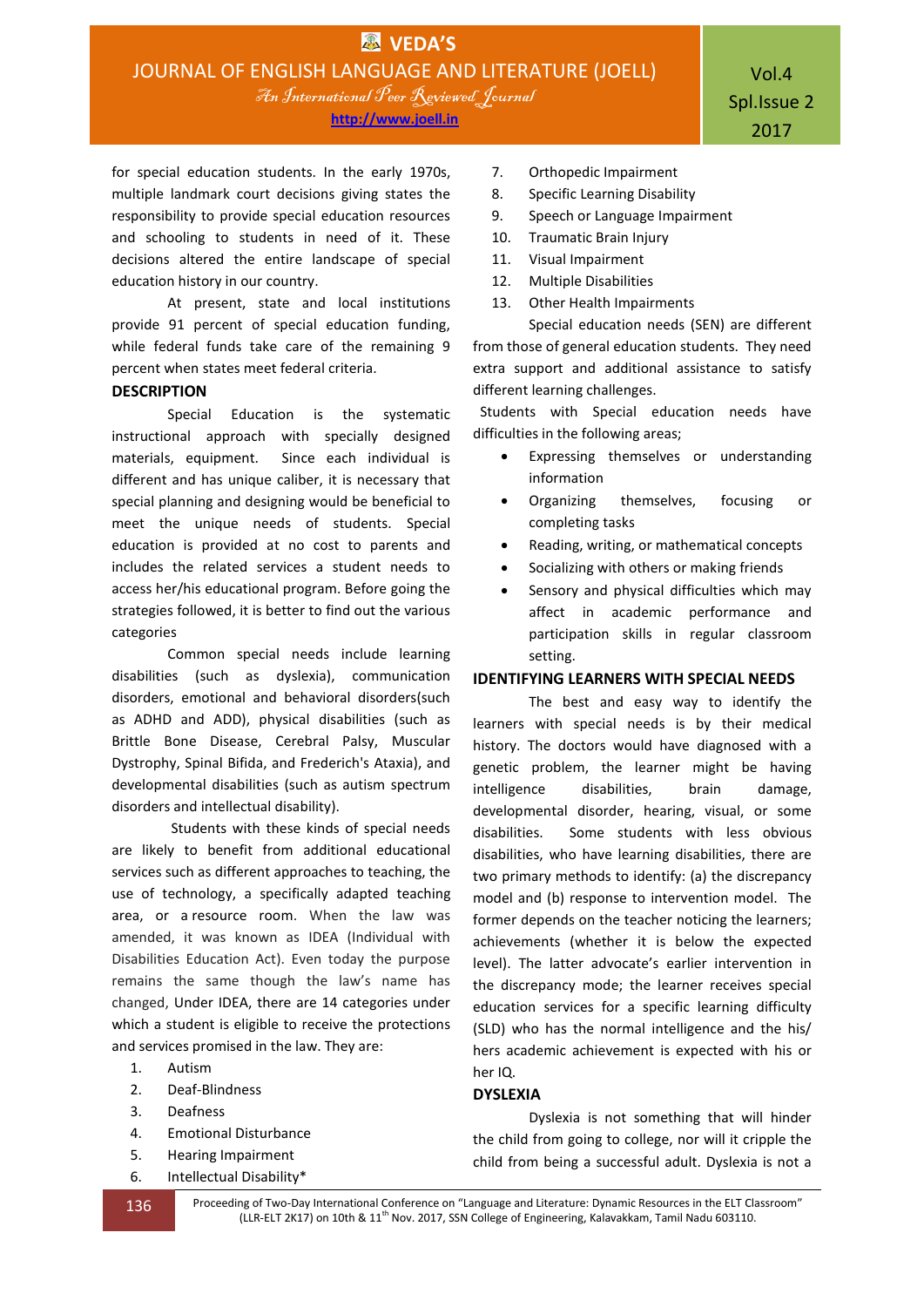for special education students. In the early 1970s, multiple landmark court decisions giving states the responsibility to provide special education resources and schooling to students in need of it. These decisions altered the entire landscape of special education history in our country.

At present, state and local institutions provide 91 percent of special education funding, while federal funds take care of the remaining 9 percent when states meet federal criteria.

## DESCRIPTION

Special Education is the systematic instructional approach with specially designed materials, equipment. Since each individual is different and has unique caliber, it is necessary that special planning and designing would be beneficial to meet the unique needs of students. Special education is provided at no cost to parents and includes the related services a student needs to access her/his educational program. Before going the strategies followed, it is better to find out the various categories

Common special needs include learning disabilities (such as dyslexia), communication disorders, emotional and behavioral disorders(such as ADHD and ADD), physical disabilities (such as Brittle Bone Disease, Cerebral Palsy, Muscular Dystrophy, Spinal Bifida, and Frederich's Ataxia), and developmental disabilities (such as autism spectrum disorders and intellectual disability).

Students with these kinds of special needs are likely to benefit from additional educational services such as different approaches to teaching, the use of technology, a specifically adapted teaching area, or a resource room. When the law was amended, it was known as IDEA (Individual with Disabilities Education Act). Even today the purpose remains the same though the law's name has changed, Under IDEA, there are 14 categories under which a student is eligible to receive the protections and services promised in the law. They are:

1. Autism
2. Deaf-Blindness
3. Deafness
4. Emotional Disturbance
5. Hearing Impairment
6. Intellectual Disability*
7. Orthopedic Impairment
8. Specific Learning Disability
9. Speech or Language Impairment
10. Traumatic Brain Injury
11. Visual Impairment
12. Multiple Disabilities
13. Other Health Impairments

Special education needs (SEN) are different from those of general education students. They need extra support and additional assistance to satisfy different learning challenges.

Students with Special education needs have difficulties in the following areas;

- Expressing themselves or understanding information
- Organizing themselves, focusing or completing tasks
- Reading, writing, or mathematical concepts
- Socializing with others or making friends
- Sensory and physical difficulties which may affect in academic performance and participation skills in regular classroom setting.

## IDENTIFYING LEARNERS WITH SPECIAL NEEDS

The best and easy way to identify the learners with special needs is by their medical history. The doctors would have diagnosed with a genetic problem, the learner might be having intelligence disabilities, brain damage, developmental disorder, hearing, visual, or some disabilities. Some students with less obvious disabilities, who have learning disabilities, there are two primary methods to identify: (a) the discrepancy model and (b) response to intervention model. The former depends on the teacher noticing the learners; achievements (whether it is below the expected level). The latter advocate's earlier intervention in the discrepancy mode; the learner receives special education services for a specific learning difficulty (SLD) who has the normal intelligence and the his/ hers academic achievement is expected with his or her IQ.

## DYSLEXIA

Dyslexia is not something that will hinder the child from going to college, nor will it cripple the child from being a successful adult. Dyslexia is not a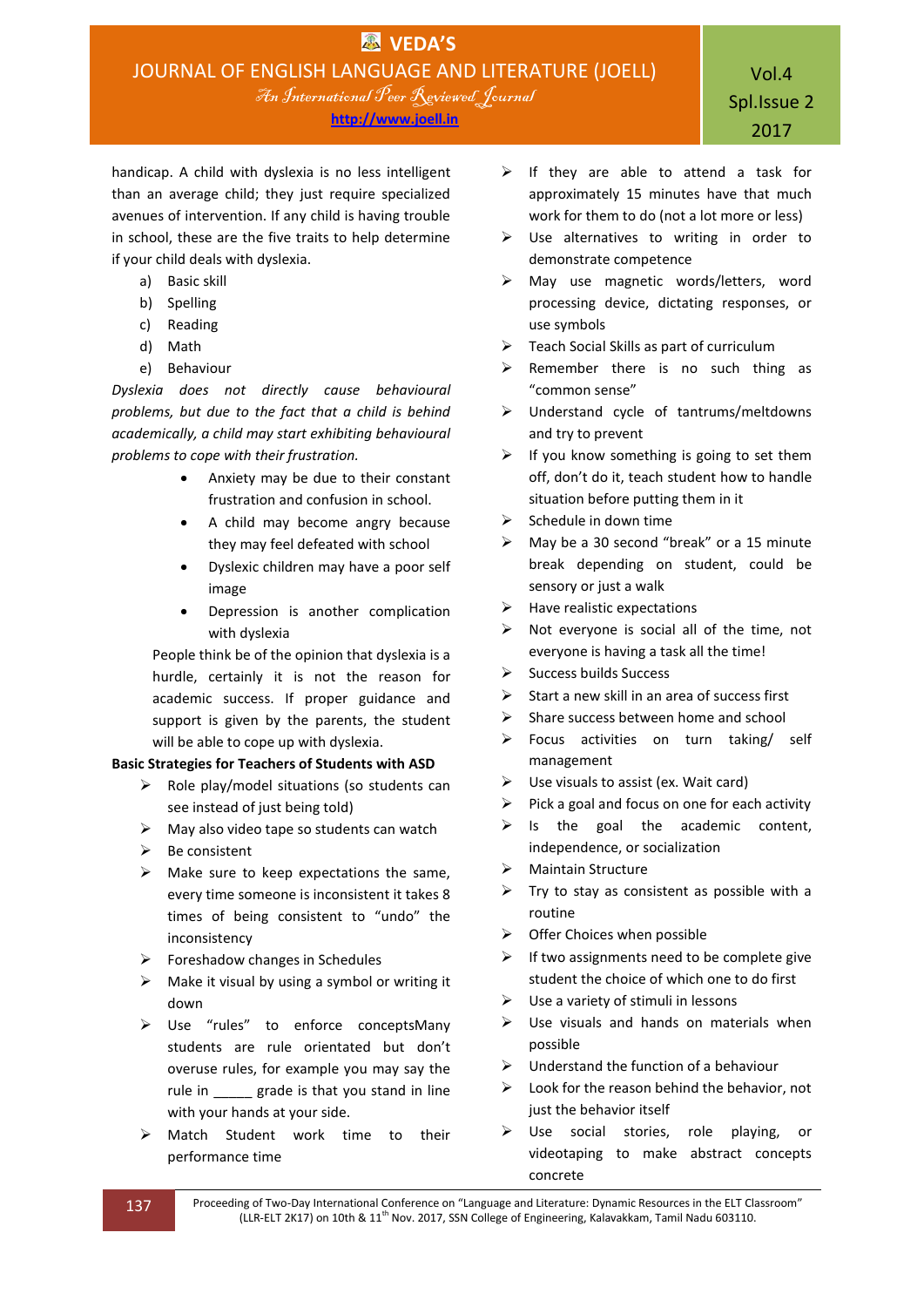handicap. A child with dyslexia is no less intelligent than an average child; they just require specialized avenues of intervention. If any child is having trouble in school, these are the five traits to help determine if your child deals with dyslexia.

a) Basic skill
b) Spelling
c) Reading
d) Math
e) Behaviour

*Dyslexia does not directly cause behavioural problems, but due to the fact that a child is behind academically, a child may start exhibiting behavioural problems to cope with their frustration.*

- Anxiety may be due to their constant frustration and confusion in school.
- A child may become angry because they may feel defeated with school
- Dyslexic children may have a poor self image
- Depression is another complication with dyslexia

People think be of the opinion that dyslexia is a hurdle, certainly it is not the reason for academic success. If proper guidance and support is given by the parents, the student will be able to cope up with dyslexia.

**Basic Strategies for Teachers of Students with ASD**

- Role play/model situations (so students can see instead of just being told)
- May also video tape so students can watch
- Be consistent
- Make sure to keep expectations the same, every time someone is inconsistent it takes 8 times of being consistent to "undo" the inconsistency
- Foreshadow changes in Schedules
- Make it visual by using a symbol or writing it down
- Use "rules" to enforce conceptsMany students are rule orientated but don't overuse rules, for example you may say the rule in _____ grade is that you stand in line with your hands at your side.
- Match Student work time to their performance time
- If they are able to attend a task for approximately 15 minutes have that much work for them to do (not a lot more or less)
- Use alternatives to writing in order to demonstrate competence
- May use magnetic words/letters, word processing device, dictating responses, or use symbols
- Teach Social Skills as part of curriculum
- Remember there is no such thing as "common sense"
- Understand cycle of tantrums/meltdowns and try to prevent
- If you know something is going to set them off, don't do it, teach student how to handle situation before putting them in it
- Schedule in down time
- May be a 30 second "break" or a 15 minute break depending on student, could be sensory or just a walk
- Have realistic expectations
- Not everyone is social all of the time, not everyone is having a task all the time!
- Success builds Success
- Start a new skill in an area of success first
- Share success between home and school
- Focus activities on turn taking/ self management
- Use visuals to assist (ex. Wait card)
- Pick a goal and focus on one for each activity
- Is the goal the academic content, independence, or socialization
- Maintain Structure
- Try to stay as consistent as possible with a routine
- Offer Choices when possible
- If two assignments need to be complete give student the choice of which one to do first
- Use a variety of stimuli in lessons
- Use visuals and hands on materials when possible
- Understand the function of a behaviour
- Look for the reason behind the behavior, not just the behavior itself
- Use social stories, role playing, or videotaping to make abstract concepts concrete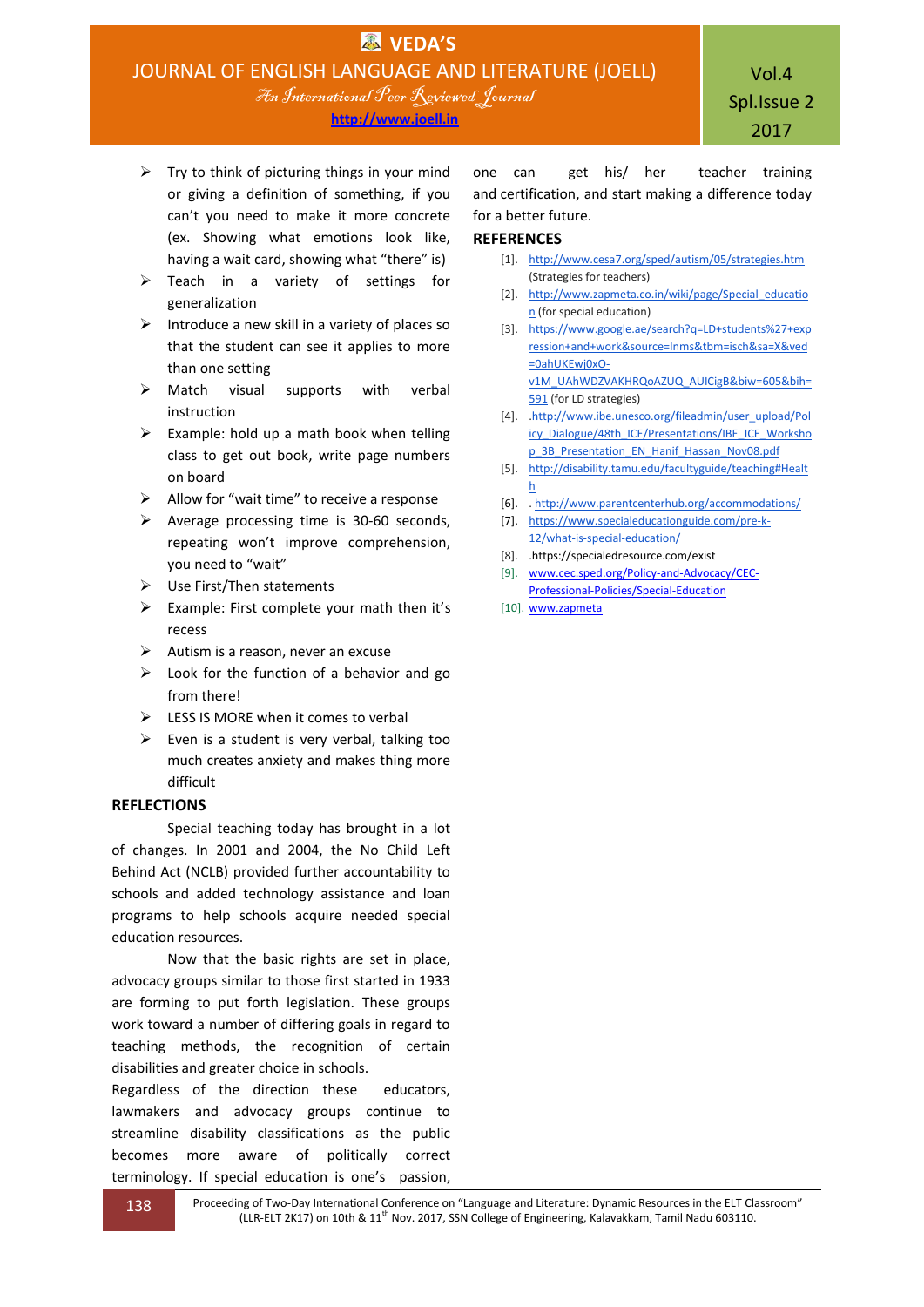- Try to think of picturing things in your mind or giving a definition of something, if you can't you need to make it more concrete (ex. Showing what emotions look like, having a wait card, showing what "there" is)
- Teach in a variety of settings for generalization
- Introduce a new skill in a variety of places so that the student can see it applies to more than one setting
- Match visual supports with verbal instruction
- Example: hold up a math book when telling class to get out book, write page numbers on board
- Allow for "wait time" to receive a response
- Average processing time is 30-60 seconds, repeating won't improve comprehension, you need to "wait"
- Use First/Then statements
- Example: First complete your math then it's recess
- Autism is a reason, never an excuse
- Look for the function of a behavior and go from there!
- LESS IS MORE when it comes to verbal
- Even is a student is very verbal, talking too much creates anxiety and makes thing more difficult

## REFLECTIONS

Special teaching today has brought in a lot of changes. In 2001 and 2004, the No Child Left Behind Act (NCLB) provided further accountability to schools and added technology assistance and loan programs to help schools acquire needed special education resources.

Now that the basic rights are set in place, advocacy groups similar to those first started in 1933 are forming to put forth legislation. These groups work toward a number of differing goals in regard to teaching methods, the recognition of certain disabilities and greater choice in schools.

Regardless of the direction these educators, lawmakers and advocacy groups continue to streamline disability classifications as the public becomes more aware of politically correct terminology. If special education is one's passion, one can get his/ her teacher training and certification, and start making a difference today for a better future.

## REFERENCES

[1]. http://www.cesa7.org/sped/autism/05/strategies.htm (Strategies for teachers)

[2]. http://www.zapmeta.co.in/wiki/page/Special_education (for special education)

[3]. https://www.google.ae/search?q=LD+students%27+expression+and+work&source=lnms&tbm=isch&sa=X&ved=0ahUKEwj0xO-v1M_UAhWDZVAKHRQoAZUQ_AUICigB&biw=605&bih=591 (for LD strategies)

[4]. .http://www.ibe.unesco.org/fileadmin/user_upload/Policy_Dialogue/48th_ICE/Presentations/IBE_ICE_Workshop_3B_Presentation_EN_Hanif_Hassan_Nov08.pdf

[5]. http://disability.tamu.edu/facultyguide/teaching#Health

[6]. . http://www.parentcenterhub.org/accommodations/

[7]. https://www.specialeducationguide.com/pre-k-12/what-is-special-education/

[8]. .https://specialedresource.com/exist

[9]. www.cec.sped.org/Policy-and-Advocacy/CEC-Professional-Policies/Special-Education

[10]. www.zapmeta